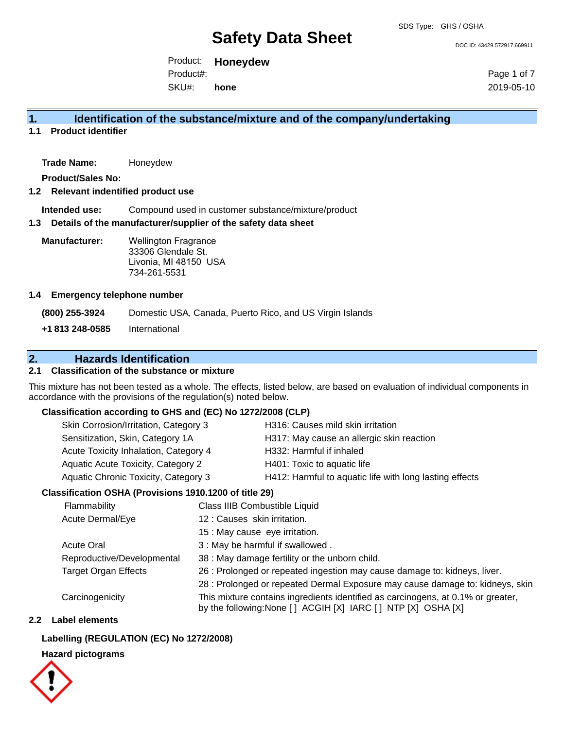# Safety Data Sheet

SDS Type: GHS / OSHA

DOC ID: 43429.572917.669911

Product: **Honeydew**
Product#:
SKU#: **hone**

2019-05-10

## 1. Identification of the substance/mixture and of the company/undertaking

### 1.1 Product identifier

**Trade Name:** Honeydew

**Product/Sales No:**

### 1.2 Relevant indentified product use

**Intended use:** Compound used in customer substance/mixture/product

### 1.3 Details of the manufacturer/supplier of the safety data sheet

**Manufacturer:** Wellington Fragrance
33306 Glendale St.
Livonia, MI 48150 USA
734-261-5531

### 1.4 Emergency telephone number

**(800) 255-3924** Domestic USA, Canada, Puerto Rico, and US Virgin Islands

**+1 813 248-0585** International

## 2. Hazards Identification

### 2.1 Classification of the substance or mixture

This mixture has not been tested as a whole. The effects, listed below, are based on evaluation of individual components in accordance with the provisions of the regulation(s) noted below.

**Classification according to GHS and (EC) No 1272/2008 (CLP)**

| | |
|---|---|
| Skin Corrosion/Irritation, Category 3 | H316: Causes mild skin irritation |
| Sensitization, Skin, Category 1A | H317: May cause an allergic skin reaction |
| Acute Toxicity Inhalation, Category 4 | H332: Harmful if inhaled |
| Aquatic Acute Toxicity, Category 2 | H401: Toxic to aquatic life |
| Aquatic Chronic Toxicity, Category 3 | H412: Harmful to aquatic life with long lasting effects |

**Classification OSHA (Provisions 1910.1200 of title 29)**

| | |
|---|---|
| Flammability | Class IIIB Combustible Liquid |
| Acute Dermal/Eye | 12 : Causes skin irritation. |
| | 15 : May cause eye irritation. |
| Acute Oral | 3 : May be harmful if swallowed . |
| Reproductive/Developmental | 38 : May damage fertility or the unborn child. |
| Target Organ Effects | 26 : Prolonged or repeated ingestion may cause damage to: kidneys, liver. |
| | 28 : Prolonged or repeated Dermal Exposure may cause damage to: kidneys, skin |
| Carcinogenicity | This mixture contains ingredients identified as carcinogens, at 0.1% or greater, by the following:None [ ] ACGIH [X] IARC [ ] NTP [X] OSHA [X] |

### 2.2 Label elements

**Labelling (REGULATION (EC) No 1272/2008)**

**Hazard pictograms**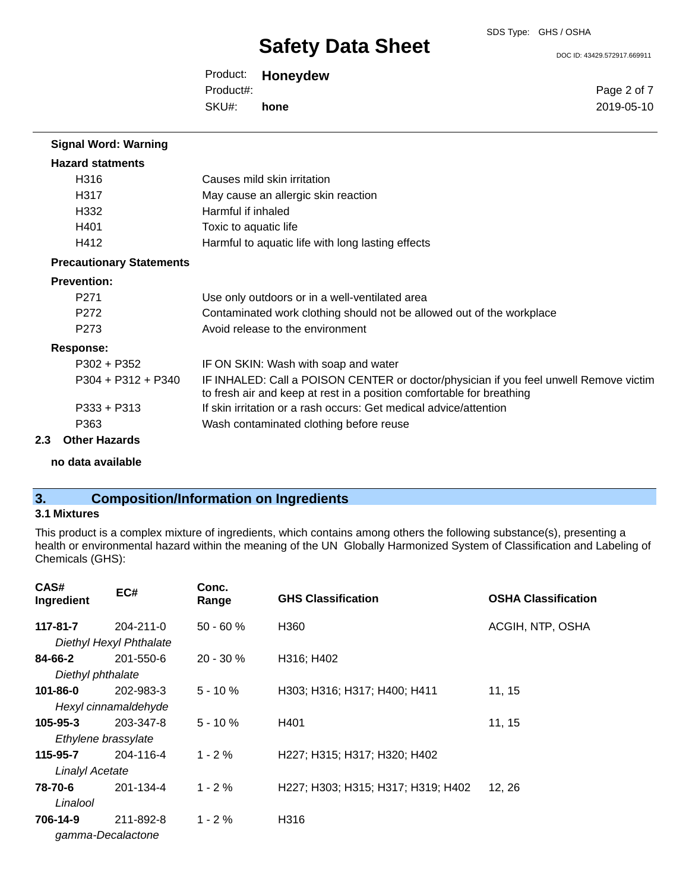**Signal Word: Warning**

**Hazard statments**

| | |
|---|---|
| H316 | Causes mild skin irritation |
| H317 | May cause an allergic skin reaction |
| H332 | Harmful if inhaled |
| H401 | Toxic to aquatic life |
| H412 | Harmful to aquatic life with long lasting effects |

**Precautionary Statements**

**Prevention:**

| | |
|---|---|
| P271 | Use only outdoors or in a well-ventilated area |
| P272 | Contaminated work clothing should not be allowed out of the workplace |
| P273 | Avoid release to the environment |

**Response:**

| | |
|---|---|
| P302 + P352 | IF ON SKIN: Wash with soap and water |
| P304 + P312 + P340 | IF INHALED: Call a POISON CENTER or doctor/physician if you feel unwell Remove victim to fresh air and keep at rest in a position comfortable for breathing |
| P333 + P313 | If skin irritation or a rash occurs: Get medical advice/attention |
| P363 | Wash contaminated clothing before reuse |

### 2.3 Other Hazards

**no data available**

## 3. Composition/Information on Ingredients

### 3.1 Mixtures

This product is a complex mixture of ingredients, which contains among others the following substance(s), presenting a health or environmental hazard within the meaning of the UN Globally Harmonized System of Classification and Labeling of Chemicals (GHS):

| CAS# Ingredient | EC# | Conc. Range | GHS Classification | OSHA Classification |
|---|---|---|---|---|
| **117-81-7** *Diethyl Hexyl Phthalate* | 204-211-0 | 50 - 60 % | H360 | ACGIH, NTP, OSHA |
| **84-66-2** *Diethyl phthalate* | 201-550-6 | 20 - 30 % | H316; H402 | |
| **101-86-0** *Hexyl cinnamaldehyde* | 202-983-3 | 5 - 10 % | H303; H316; H317; H400; H411 | 11, 15 |
| **105-95-3** *Ethylene brassylate* | 203-347-8 | 5 - 10 % | H401 | 11, 15 |
| **115-95-7** *Linalyl Acetate* | 204-116-4 | 1 - 2 % | H227; H315; H317; H320; H402 | |
| **78-70-6** *Linalool* | 201-134-4 | 1 - 2 % | H227; H303; H315; H317; H319; H402 | 12, 26 |
| **706-14-9** *gamma-Decalactone* | 211-892-8 | 1 - 2 % | H316 | |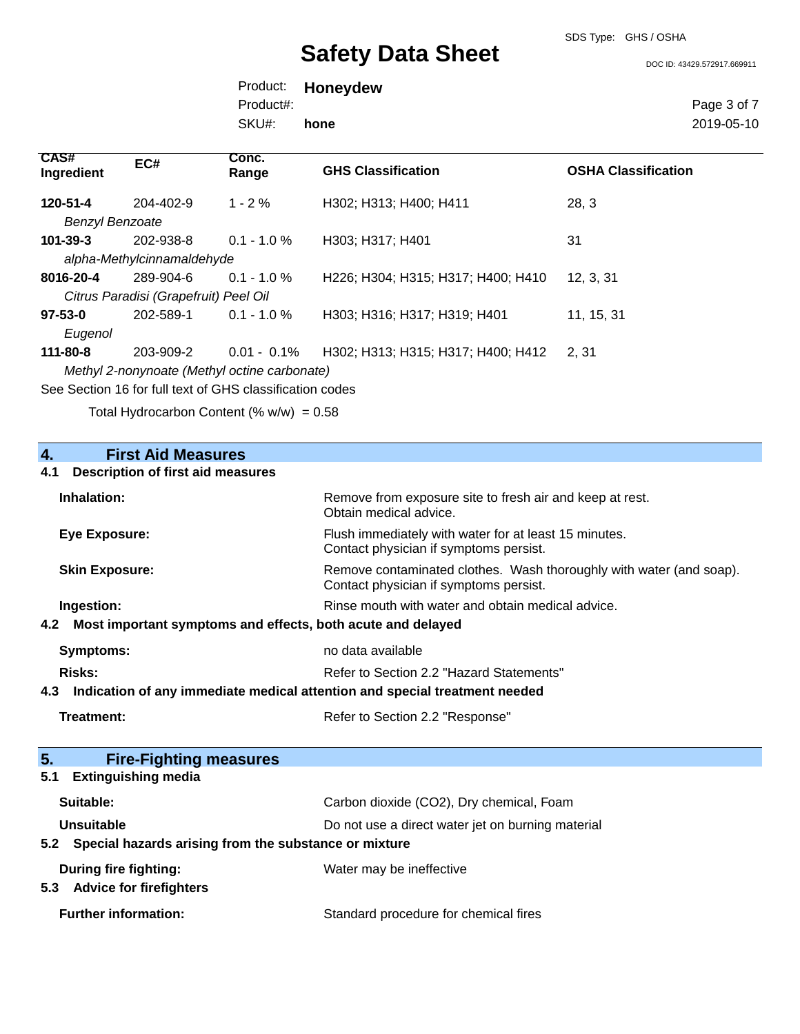| CAS# Ingredient | EC# | Conc. Range | GHS Classification | OSHA Classification |
|---|---|---|---|---|
| **120-51-4** | 204-402-9 | 1 - 2 % | H302; H313; H400; H411 | 28, 3 |
| *Benzyl Benzoate* | | | | |
| **101-39-3** | 202-938-8 | 0.1 - 1.0 % | H303; H317; H401 | 31 |
| *alpha-Methylcinnamaldehyde* | | | | |
| **8016-20-4** | 289-904-6 | 0.1 - 1.0 % | H226; H304; H315; H317; H400; H410 | 12, 3, 31 |
| *Citrus Paradisi (Grapefruit) Peel Oil* | | | | |
| **97-53-0** | 202-589-1 | 0.1 - 1.0 % | H303; H316; H317; H319; H401 | 11, 15, 31 |
| *Eugenol* | | | | |
| **111-80-8** | 203-909-2 | 0.01 - 0.1% | H302; H313; H315; H317; H400; H412 | 2, 31 |
| *Methyl 2-nonynoate (Methyl octine carbonate)* | | | | |

See Section 16 for full text of GHS classification codes

Total Hydrocarbon Content (% w/w) = 0.58

## 4. First Aid Measures

### 4.1 Description of first aid measures

**Inhalation:** Remove from exposure site to fresh air and keep at rest. Obtain medical advice.

**Eye Exposure:** Flush immediately with water for at least 15 minutes. Contact physician if symptoms persist.

**Skin Exposure:** Remove contaminated clothes. Wash thoroughly with water (and soap). Contact physician if symptoms persist.

**Ingestion:** Rinse mouth with water and obtain medical advice.

### 4.2 Most important symptoms and effects, both acute and delayed

**Symptoms:** no data available

**Risks:** Refer to Section 2.2 "Hazard Statements"

### 4.3 Indication of any immediate medical attention and special treatment needed

**Treatment:** Refer to Section 2.2 "Response"

## 5. Fire-Fighting measures

### 5.1 Extinguishing media

**Suitable:** Carbon dioxide ($CO_2$), Dry chemical, Foam

**Unsuitable** Do not use a direct water jet on burning material

### 5.2 Special hazards arising from the substance or mixture

**During fire fighting:** Water may be ineffective

### 5.3 Advice for firefighters

**Further information:** Standard procedure for chemical fires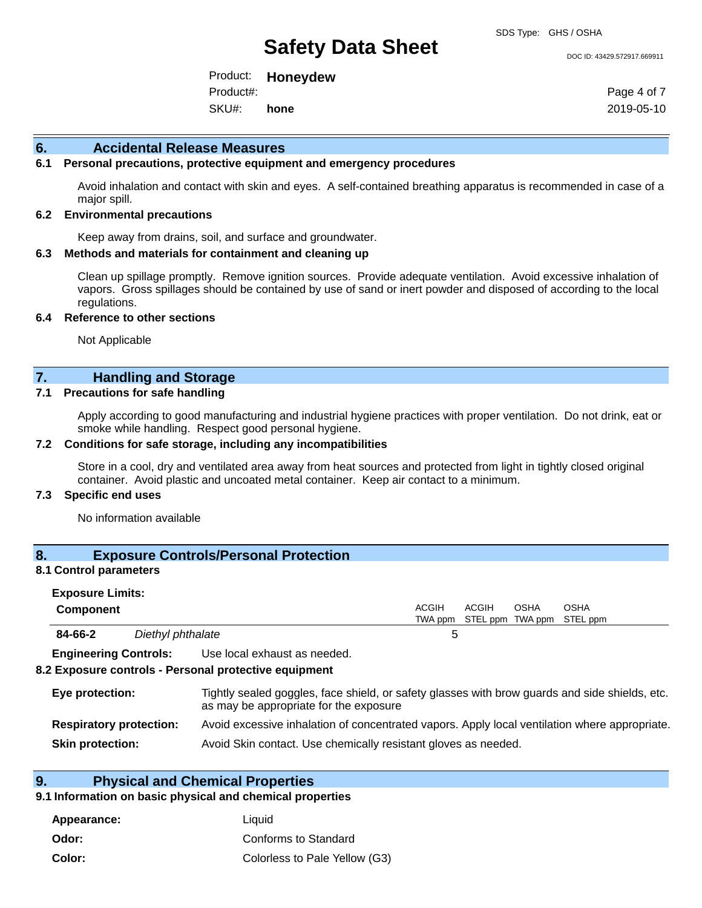## 6. Accidental Release Measures

### 6.1 Personal precautions, protective equipment and emergency procedures

Avoid inhalation and contact with skin and eyes. A self-contained breathing apparatus is recommended in case of a major spill.

### 6.2 Environmental precautions

Keep away from drains, soil, and surface and groundwater.

### 6.3 Methods and materials for containment and cleaning up

Clean up spillage promptly. Remove ignition sources. Provide adequate ventilation. Avoid excessive inhalation of vapors. Gross spillages should be contained by use of sand or inert powder and disposed of according to the local regulations.

### 6.4 Reference to other sections

Not Applicable

## 7. Handling and Storage

### 7.1 Precautions for safe handling

Apply according to good manufacturing and industrial hygiene practices with proper ventilation. Do not drink, eat or smoke while handling. Respect good personal hygiene.

### 7.2 Conditions for safe storage, including any incompatibilities

Store in a cool, dry and ventilated area away from heat sources and protected from light in tightly closed original container. Avoid plastic and uncoated metal container. Keep air contact to a minimum.

### 7.3 Specific end uses

No information available

## 8. Exposure Controls/Personal Protection

### 8.1 Control parameters

**Exposure Limits:**

| Component | | ACGIH TWA ppm | ACGIH STEL ppm | OSHA TWA ppm | OSHA STEL ppm |
|---|---|---|---|---|---|
| **84-66-2** | *Diethyl phthalate* | 5 | | | |

**Engineering Controls:** Use local exhaust as needed.

### 8.2 Exposure controls - Personal protective equipment

**Eye protection:** Tightly sealed goggles, face shield, or safety glasses with brow guards and side shields, etc. as may be appropriate for the exposure

**Respiratory protection:** Avoid excessive inhalation of concentrated vapors. Apply local ventilation where appropriate.

**Skin protection:** Avoid Skin contact. Use chemically resistant gloves as needed.

## 9. Physical and Chemical Properties

### 9.1 Information on basic physical and chemical properties

**Appearance:** Liquid

**Odor:** Conforms to Standard

**Color:** Colorless to Pale Yellow (G3)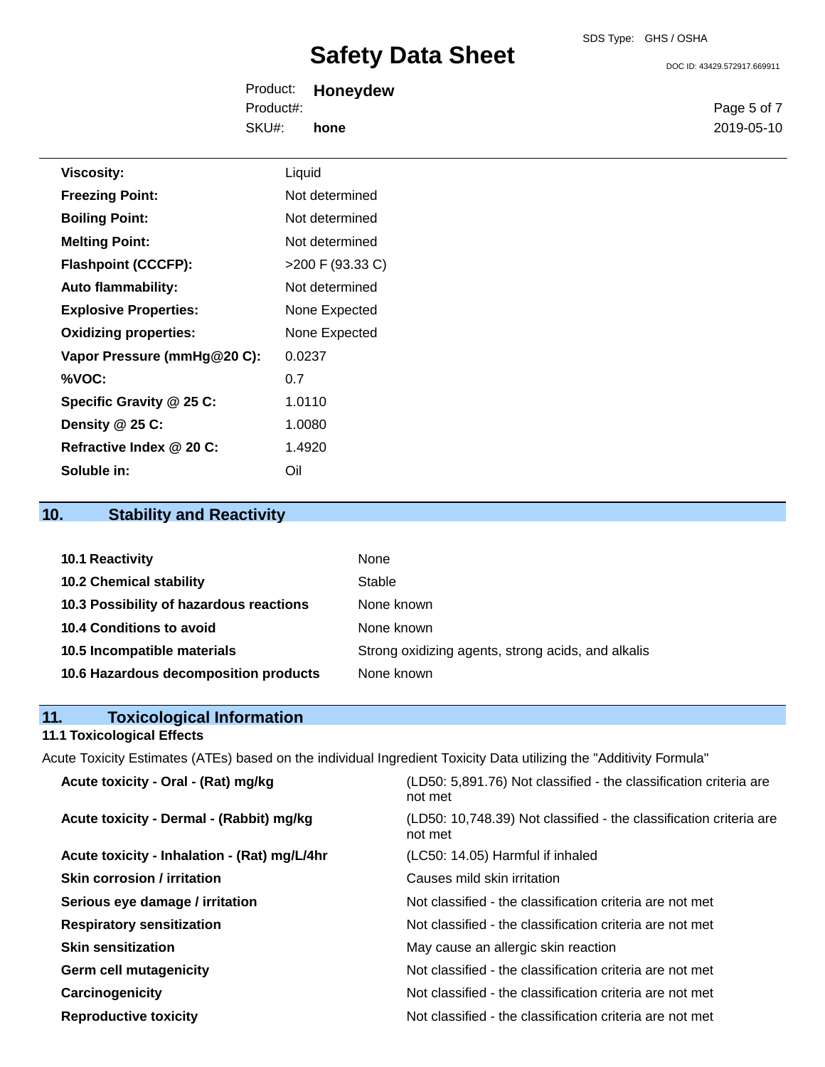| | |
|---|---|
| **Viscosity:** | Liquid |
| **Freezing Point:** | Not determined |
| **Boiling Point:** | Not determined |
| **Melting Point:** | Not determined |
| **Flashpoint (CCCFP):** | >200 F (93.33 C) |
| **Auto flammability:** | Not determined |
| **Explosive Properties:** | None Expected |
| **Oxidizing properties:** | None Expected |
| **Vapor Pressure (mmHg@20 C):** | 0.0237 |
| **%VOC:** | 0.7 |
| **Specific Gravity @ 25 C:** | 1.0110 |
| **Density @ 25 C:** | 1.0080 |
| **Refractive Index @ 20 C:** | 1.4920 |
| **Soluble in:** | Oil |

## 10. Stability and Reactivity

| | |
|---|---|
| **10.1 Reactivity** | None |
| **10.2 Chemical stability** | Stable |
| **10.3 Possibility of hazardous reactions** | None known |
| **10.4 Conditions to avoid** | None known |
| **10.5 Incompatible materials** | Strong oxidizing agents, strong acids, and alkalis |
| **10.6 Hazardous decomposition products** | None known |

## 11. Toxicological Information

### 11.1 Toxicological Effects

Acute Toxicity Estimates (ATEs) based on the individual Ingredient Toxicity Data utilizing the "Additivity Formula"

| | |
|---|---|
| **Acute toxicity - Oral - (Rat) mg/kg** | (LD50: 5,891.76) Not classified - the classification criteria are not met |
| **Acute toxicity - Dermal - (Rabbit) mg/kg** | (LD50: 10,748.39) Not classified - the classification criteria are not met |
| **Acute toxicity - Inhalation - (Rat) mg/L/4hr** | (LC50: 14.05) Harmful if inhaled |
| **Skin corrosion / irritation** | Causes mild skin irritation |
| **Serious eye damage / irritation** | Not classified - the classification criteria are not met |
| **Respiratory sensitization** | Not classified - the classification criteria are not met |
| **Skin sensitization** | May cause an allergic skin reaction |
| **Germ cell mutagenicity** | Not classified - the classification criteria are not met |
| **Carcinogenicity** | Not classified - the classification criteria are not met |
| **Reproductive toxicity** | Not classified - the classification criteria are not met |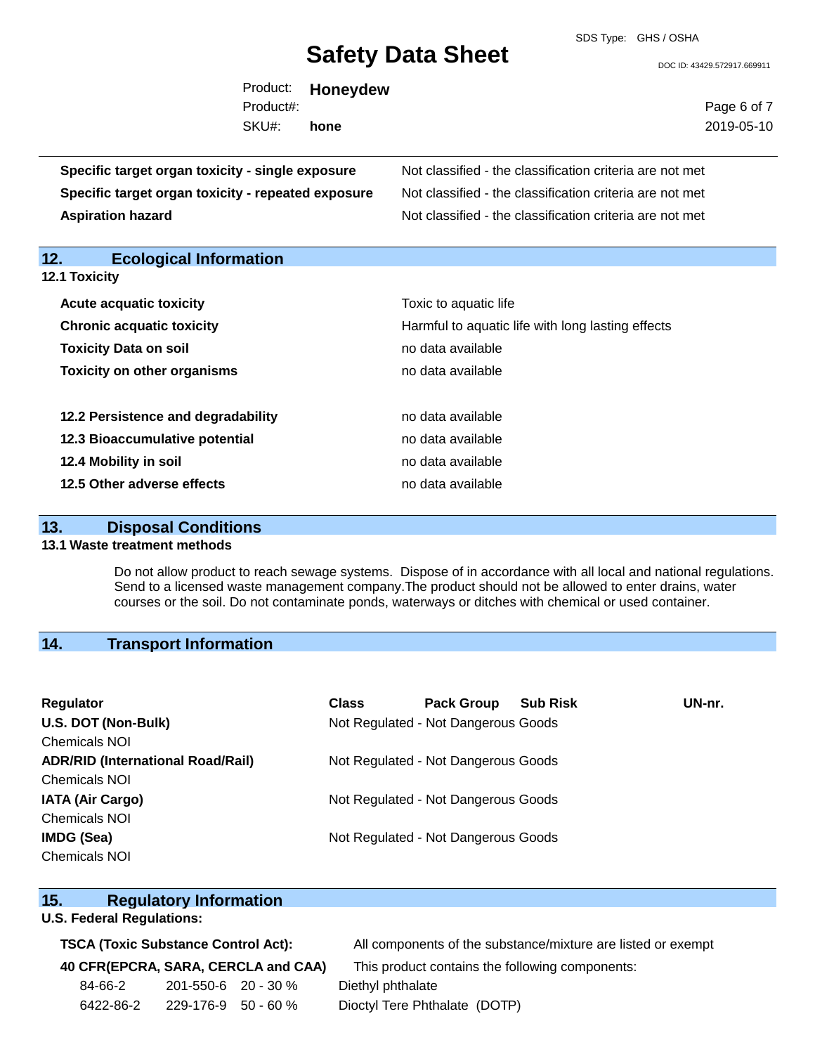| | |
|---|---|
| **Specific target organ toxicity - single exposure** | Not classified - the classification criteria are not met |
| **Specific target organ toxicity - repeated exposure** | Not classified - the classification criteria are not met |
| **Aspiration hazard** | Not classified - the classification criteria are not met |

## 12. Ecological Information

### 12.1 Toxicity

| | |
|---|---|
| **Acute acquatic toxicity** | Toxic to aquatic life |
| **Chronic acquatic toxicity** | Harmful to aquatic life with long lasting effects |
| **Toxicity Data on soil** | no data available |
| **Toxicity on other organisms** | no data available |

| | |
|---|---|
| **12.2 Persistence and degradability** | no data available |
| **12.3 Bioaccumulative potential** | no data available |
| **12.4 Mobility in soil** | no data available |
| **12.5 Other adverse effects** | no data available |

## 13. Disposal Conditions

### 13.1 Waste treatment methods

Do not allow product to reach sewage systems. Dispose of in accordance with all local and national regulations. Send to a licensed waste management company.The product should not be allowed to enter drains, water courses or the soil. Do not contaminate ponds, waterways or ditches with chemical or used container.

## 14. Transport Information

| Regulator | Class | Pack Group | Sub Risk | UN-nr. |
|---|---|---|---|---|
| **U.S. DOT (Non-Bulk)** Chemicals NOI | Not Regulated - Not Dangerous Goods | | | |
| **ADR/RID (International Road/Rail)** Chemicals NOI | Not Regulated - Not Dangerous Goods | | | |
| **IATA (Air Cargo)** Chemicals NOI | Not Regulated - Not Dangerous Goods | | | |
| **IMDG (Sea)** Chemicals NOI | Not Regulated - Not Dangerous Goods | | | |

## 15. Regulatory Information

**U.S. Federal Regulations:**

**TSCA (Toxic Substance Control Act):** All components of the substance/mixture are listed or exempt

**40 CFR(EPCRA, SARA, CERCLA and CAA)** This product contains the following components:

| | | | |
|---|---|---|---|
| 84-66-2 | 201-550-6 | 20 - 30 % | Diethyl phthalate |
| 6422-86-2 | 229-176-9 | 50 - 60 % | Dioctyl Tere Phthalate (DOTP) |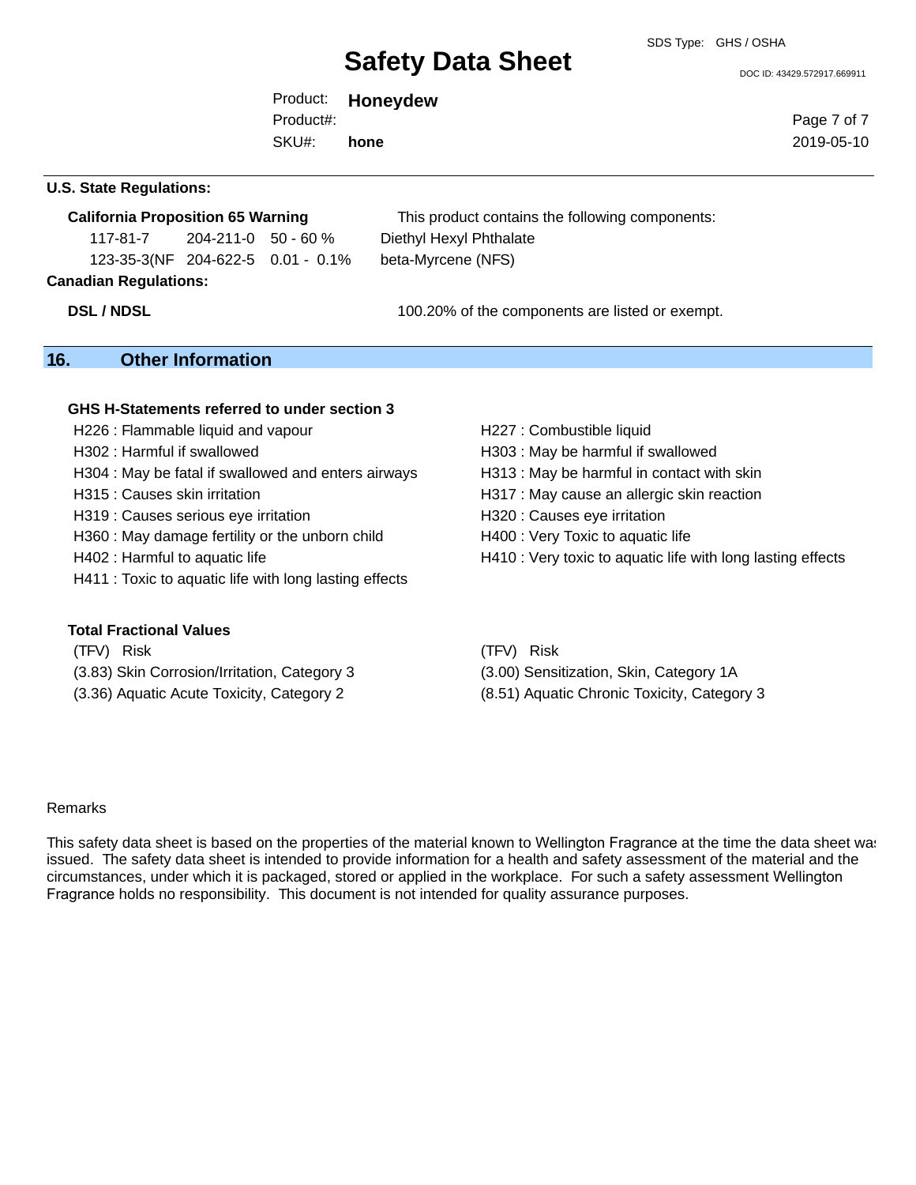**U.S. State Regulations:**

**California Proposition 65 Warning** This product contains the following components:

| | | | |
|---|---|---|---|
| 117-81-7 | 204-211-0 | 50 - 60 % | Diethyl Hexyl Phthalate |
| 123-35-3(NF | 204-622-5 | 0.01 - 0.1% | beta-Myrcene (NFS) |

**Canadian Regulations:**

**DSL / NDSL** 100.20% of the components are listed or exempt.

## 16. Other Information

**GHS H-Statements referred to under section 3**

H226 : Flammable liquid and vapour
H302 : Harmful if swallowed
H304 : May be fatal if swallowed and enters airways
H315 : Causes skin irritation
H319 : Causes serious eye irritation
H360 : May damage fertility or the unborn child
H402 : Harmful to aquatic life
H411 : Toxic to aquatic life with long lasting effects
H227 : Combustible liquid
H303 : May be harmful if swallowed
H313 : May be harmful in contact with skin
H317 : May cause an allergic skin reaction
H320 : Causes eye irritation
H400 : Very Toxic to aquatic life
H410 : Very toxic to aquatic life with long lasting effects

**Total Fractional Values**

(TFV) Risk
(3.83) Skin Corrosion/Irritation, Category 3
(3.36) Aquatic Acute Toxicity, Category 2

(TFV) Risk
(3.00) Sensitization, Skin, Category 1A
(8.51) Aquatic Chronic Toxicity, Category 3

Remarks

This safety data sheet is based on the properties of the material known to Wellington Fragrance at the time the data sheet was issued. The safety data sheet is intended to provide information for a health and safety assessment of the material and the circumstances, under which it is packaged, stored or applied in the workplace. For such a safety assessment Wellington Fragrance holds no responsibility. This document is not intended for quality assurance purposes.